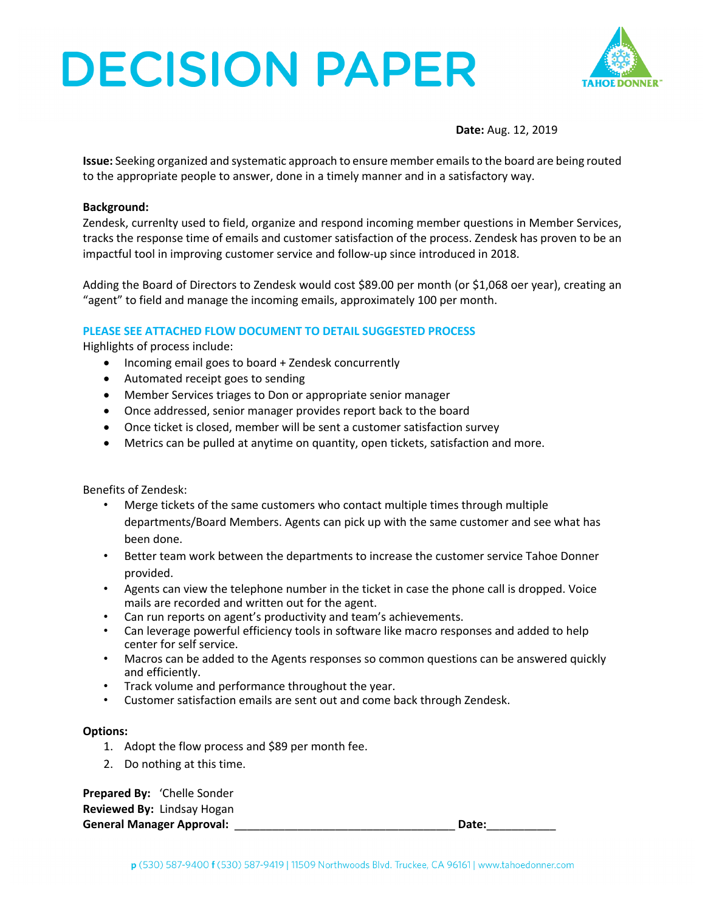# DECISION PAPER

**Date:** Aug. 12, 2019

**Issue:** Seeking organized and systematic approach to ensure member emails to the board are being routed to the appropriate people to answer, done in a timely manner and in a satisfactory way.

**Background:**
Zendesk, currenlty used to field, organize and respond incoming member questions in Member Services, tracks the response time of emails and customer satisfaction of the process. Zendesk has proven to be an impactful tool in improving customer service and follow-up since introduced in 2018.

Adding the Board of Directors to Zendesk would cost $89.00 per month (or $1,068 oer year), creating an "agent" to field and manage the incoming emails, approximately 100 per month.

**PLEASE SEE ATTACHED FLOW DOCUMENT TO DETAIL SUGGESTED PROCESS**

Highlights of process include:

- Incoming email goes to board + Zendesk concurrently
- Automated receipt goes to sending
- Member Services triages to Don or appropriate senior manager
- Once addressed, senior manager provides report back to the board
- Once ticket is closed, member will be sent a customer satisfaction survey
- Metrics can be pulled at anytime on quantity, open tickets, satisfaction and more.

Benefits of Zendesk:

- Merge tickets of the same customers who contact multiple times through multiple departments/Board Members. Agents can pick up with the same customer and see what has been done.
- Better team work between the departments to increase the customer service Tahoe Donner provided.
- Agents can view the telephone number in the ticket in case the phone call is dropped. Voice mails are recorded and written out for the agent.
- Can run reports on agent's productivity and team's achievements.
- Can leverage powerful efficiency tools in software like macro responses and added to help center for self service.
- Macros can be added to the Agents responses so common questions can be answered quickly and efficiently.
- Track volume and performance throughout the year.
- Customer satisfaction emails are sent out and come back through Zendesk.

**Options:**

1. Adopt the flow process and $89 per month fee.
2. Do nothing at this time.

**Prepared By:** 'Chelle Sonder
**Reviewed By:** Lindsay Hogan
**General Manager Approval:** ___________________________________ **Date:**___________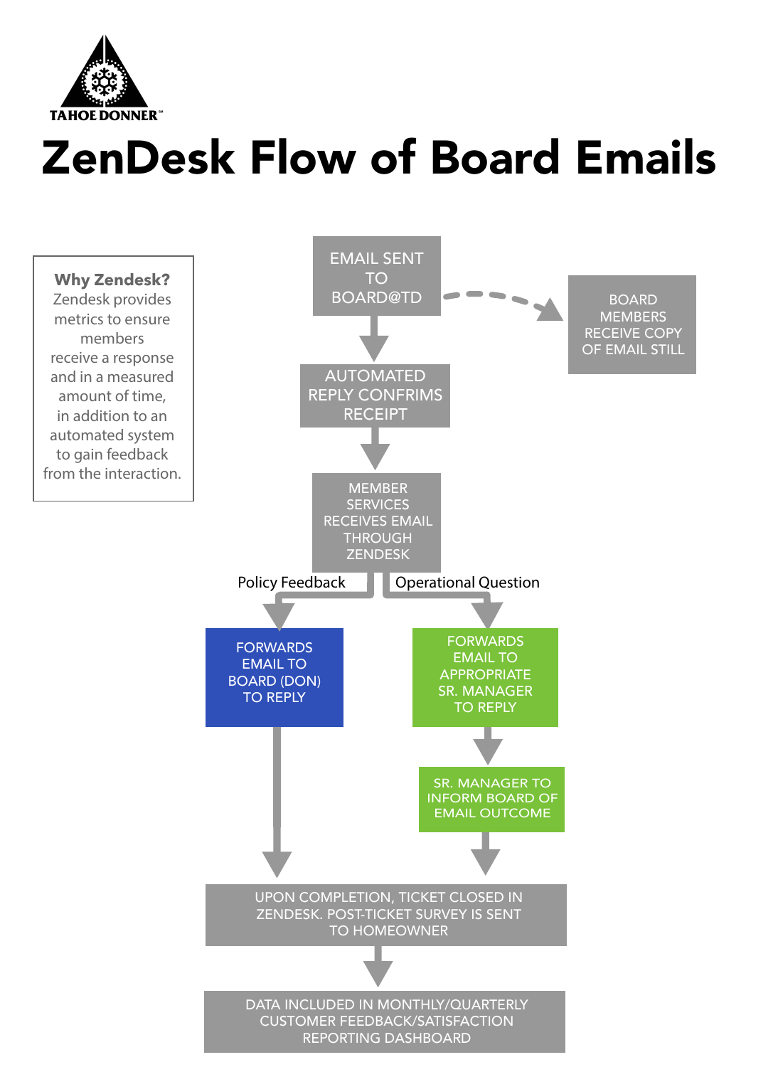TAHOE DONNER™

# ZenDesk Flow of Board Emails

**Why Zendesk?**
Zendesk provides metrics to ensure members receive a response and in a measured amount of time, in addition to an automated system to gain feedback from the interaction.

EMAIL SENT TO BOARD@TD

BOARD MEMBERS RECEIVE COPY OF EMAIL STILL

AUTOMATED REPLY CONFIRMS RECEIPT

MEMBER SERVICES RECEIVES EMAIL THROUGH ZENDESK

Policy Feedback

Operational Question

FORWARDS EMAIL TO BOARD (DON) TO REPLY

FORWARDS EMAIL TO APPROPRIATE SR. MANAGER TO REPLY

SR. MANAGER TO INFORM BOARD OF EMAIL OUTCOME

UPON COMPLETION, TICKET CLOSED IN ZENDESK. POST-TICKET SURVEY IS SENT TO HOMEOWNER

DATA INCLUDED IN MONTHLY/QUARTERLY CUSTOMER FEEDBACK/SATISFACTION REPORTING DASHBOARD